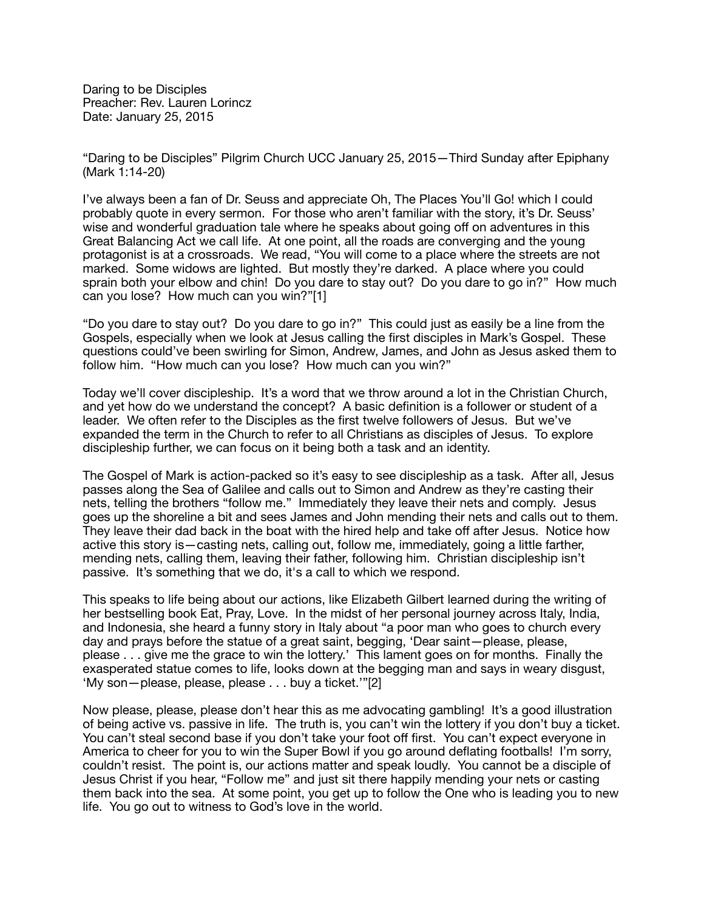Daring to be Disciples
Preacher: Rev. Lauren Lorincz
Date: January 25, 2015

"Daring to be Disciples" Pilgrim Church UCC January 25, 2015—Third Sunday after Epiphany (Mark 1:14-20)

I've always been a fan of Dr. Seuss and appreciate Oh, The Places You'll Go! which I could probably quote in every sermon. For those who aren't familiar with the story, it's Dr. Seuss' wise and wonderful graduation tale where he speaks about going off on adventures in this Great Balancing Act we call life. At one point, all the roads are converging and the young protagonist is at a crossroads. We read, "You will come to a place where the streets are not marked. Some widows are lighted. But mostly they're darked. A place where you could sprain both your elbow and chin! Do you dare to stay out? Do you dare to go in?" How much can you lose? How much can you win?"[1]

"Do you dare to stay out? Do you dare to go in?" This could just as easily be a line from the Gospels, especially when we look at Jesus calling the first disciples in Mark's Gospel. These questions could've been swirling for Simon, Andrew, James, and John as Jesus asked them to follow him. "How much can you lose? How much can you win?"

Today we'll cover discipleship. It's a word that we throw around a lot in the Christian Church, and yet how do we understand the concept? A basic definition is a follower or student of a leader. We often refer to the Disciples as the first twelve followers of Jesus. But we've expanded the term in the Church to refer to all Christians as disciples of Jesus. To explore discipleship further, we can focus on it being both a task and an identity.

The Gospel of Mark is action-packed so it's easy to see discipleship as a task. After all, Jesus passes along the Sea of Galilee and calls out to Simon and Andrew as they're casting their nets, telling the brothers "follow me." Immediately they leave their nets and comply. Jesus goes up the shoreline a bit and sees James and John mending their nets and calls out to them. They leave their dad back in the boat with the hired help and take off after Jesus. Notice how active this story is—casting nets, calling out, follow me, immediately, going a little farther, mending nets, calling them, leaving their father, following him. Christian discipleship isn't passive. It's something that we do, it's a call to which we respond.

This speaks to life being about our actions, like Elizabeth Gilbert learned during the writing of her bestselling book Eat, Pray, Love. In the midst of her personal journey across Italy, India, and Indonesia, she heard a funny story in Italy about "a poor man who goes to church every day and prays before the statue of a great saint, begging, 'Dear saint—please, please, please . . . give me the grace to win the lottery.' This lament goes on for months. Finally the exasperated statue comes to life, looks down at the begging man and says in weary disgust, 'My son—please, please, please . . . buy a ticket.'"[2]

Now please, please, please don't hear this as me advocating gambling! It's a good illustration of being active vs. passive in life. The truth is, you can't win the lottery if you don't buy a ticket. You can't steal second base if you don't take your foot off first. You can't expect everyone in America to cheer for you to win the Super Bowl if you go around deflating footballs! I'm sorry, couldn't resist. The point is, our actions matter and speak loudly. You cannot be a disciple of Jesus Christ if you hear, "Follow me" and just sit there happily mending your nets or casting them back into the sea. At some point, you get up to follow the One who is leading you to new life. You go out to witness to God's love in the world.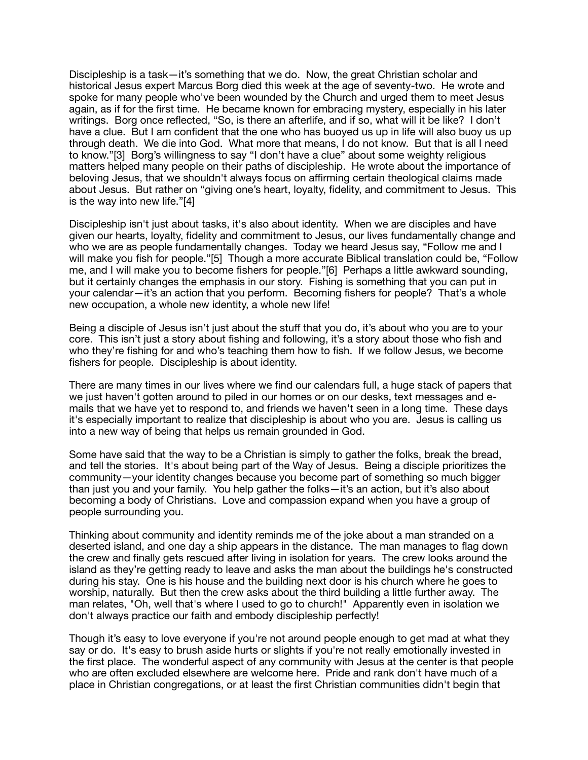Discipleship is a task—it's something that we do. Now, the great Christian scholar and historical Jesus expert Marcus Borg died this week at the age of seventy-two. He wrote and spoke for many people who've been wounded by the Church and urged them to meet Jesus again, as if for the first time. He became known for embracing mystery, especially in his later writings. Borg once reflected, "So, is there an afterlife, and if so, what will it be like? I don't have a clue. But I am confident that the one who has buoyed us up in life will also buoy us up through death. We die into God. What more that means, I do not know. But that is all I need to know."[3] Borg's willingness to say "I don't have a clue" about some weighty religious matters helped many people on their paths of discipleship. He wrote about the importance of beloving Jesus, that we shouldn't always focus on affirming certain theological claims made about Jesus. But rather on "giving one's heart, loyalty, fidelity, and commitment to Jesus. This is the way into new life."[4]

Discipleship isn't just about tasks, it's also about identity. When we are disciples and have given our hearts, loyalty, fidelity and commitment to Jesus, our lives fundamentally change and who we are as people fundamentally changes. Today we heard Jesus say, "Follow me and I will make you fish for people."[5] Though a more accurate Biblical translation could be, "Follow me, and I will make you to become fishers for people."[6] Perhaps a little awkward sounding, but it certainly changes the emphasis in our story. Fishing is something that you can put in your calendar—it's an action that you perform. Becoming fishers for people? That's a whole new occupation, a whole new identity, a whole new life!

Being a disciple of Jesus isn't just about the stuff that you do, it's about who you are to your core. This isn't just a story about fishing and following, it's a story about those who fish and who they're fishing for and who's teaching them how to fish. If we follow Jesus, we become fishers for people. Discipleship is about identity.

There are many times in our lives where we find our calendars full, a huge stack of papers that we just haven't gotten around to piled in our homes or on our desks, text messages and e-mails that we have yet to respond to, and friends we haven't seen in a long time. These days it's especially important to realize that discipleship is about who you are. Jesus is calling us into a new way of being that helps us remain grounded in God.

Some have said that the way to be a Christian is simply to gather the folks, break the bread, and tell the stories. It's about being part of the Way of Jesus. Being a disciple prioritizes the community—your identity changes because you become part of something so much bigger than just you and your family. You help gather the folks—it's an action, but it's also about becoming a body of Christians. Love and compassion expand when you have a group of people surrounding you.

Thinking about community and identity reminds me of the joke about a man stranded on a deserted island, and one day a ship appears in the distance. The man manages to flag down the crew and finally gets rescued after living in isolation for years. The crew looks around the island as they're getting ready to leave and asks the man about the buildings he's constructed during his stay. One is his house and the building next door is his church where he goes to worship, naturally. But then the crew asks about the third building a little further away. The man relates, "Oh, well that's where I used to go to church!" Apparently even in isolation we don't always practice our faith and embody discipleship perfectly!

Though it's easy to love everyone if you're not around people enough to get mad at what they say or do. It's easy to brush aside hurts or slights if you're not really emotionally invested in the first place. The wonderful aspect of any community with Jesus at the center is that people who are often excluded elsewhere are welcome here. Pride and rank don't have much of a place in Christian congregations, or at least the first Christian communities didn't begin that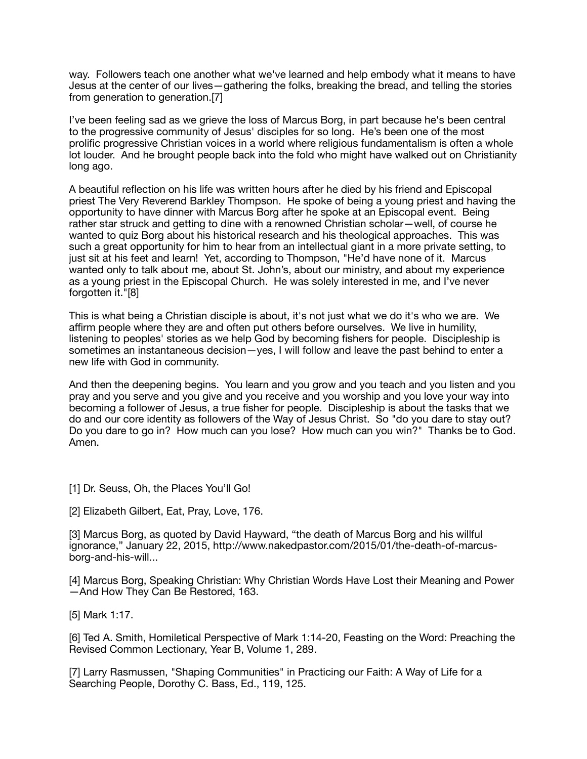way. Followers teach one another what we've learned and help embody what it means to have Jesus at the center of our lives—gathering the folks, breaking the bread, and telling the stories from generation to generation.[7]

I've been feeling sad as we grieve the loss of Marcus Borg, in part because he's been central to the progressive community of Jesus' disciples for so long. He's been one of the most prolific progressive Christian voices in a world where religious fundamentalism is often a whole lot louder. And he brought people back into the fold who might have walked out on Christianity long ago.

A beautiful reflection on his life was written hours after he died by his friend and Episcopal priest The Very Reverend Barkley Thompson. He spoke of being a young priest and having the opportunity to have dinner with Marcus Borg after he spoke at an Episcopal event. Being rather star struck and getting to dine with a renowned Christian scholar—well, of course he wanted to quiz Borg about his historical research and his theological approaches. This was such a great opportunity for him to hear from an intellectual giant in a more private setting, to just sit at his feet and learn! Yet, according to Thompson, "He'd have none of it. Marcus wanted only to talk about me, about St. John's, about our ministry, and about my experience as a young priest in the Episcopal Church. He was solely interested in me, and I've never forgotten it."[8]

This is what being a Christian disciple is about, it's not just what we do it's who we are. We affirm people where they are and often put others before ourselves. We live in humility, listening to peoples' stories as we help God by becoming fishers for people. Discipleship is sometimes an instantaneous decision—yes, I will follow and leave the past behind to enter a new life with God in community.

And then the deepening begins. You learn and you grow and you teach and you listen and you pray and you serve and you give and you receive and you worship and you love your way into becoming a follower of Jesus, a true fisher for people. Discipleship is about the tasks that we do and our core identity as followers of the Way of Jesus Christ. So "do you dare to stay out? Do you dare to go in? How much can you lose? How much can you win?" Thanks be to God. Amen.

[1] Dr. Seuss, Oh, the Places You'll Go!

[2] Elizabeth Gilbert, Eat, Pray, Love, 176.

[3] Marcus Borg, as quoted by David Hayward, "the death of Marcus Borg and his willful ignorance," January 22, 2015, http://www.nakedpastor.com/2015/01/the-death-of-marcus-borg-and-his-will...

[4] Marcus Borg, Speaking Christian: Why Christian Words Have Lost their Meaning and Power—And How They Can Be Restored, 163.

[5] Mark 1:17.

[6] Ted A. Smith, Homiletical Perspective of Mark 1:14-20, Feasting on the Word: Preaching the Revised Common Lectionary, Year B, Volume 1, 289.

[7] Larry Rasmussen, "Shaping Communities" in Practicing our Faith: A Way of Life for a Searching People, Dorothy C. Bass, Ed., 119, 125.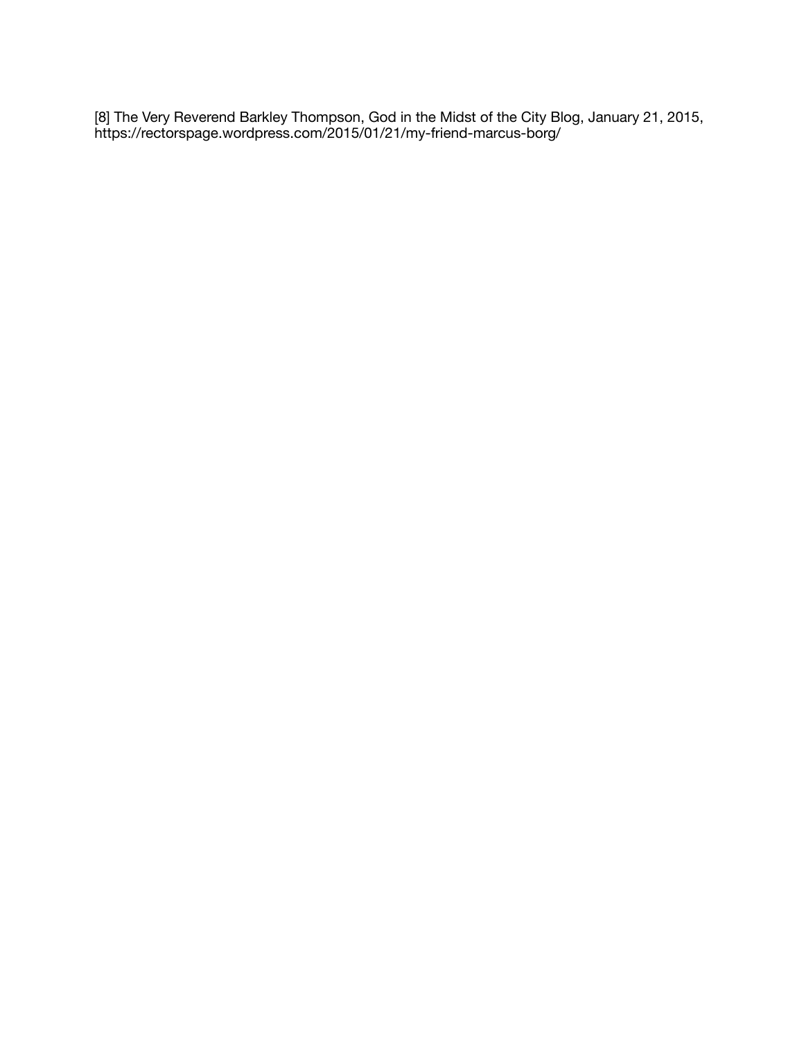[8] The Very Reverend Barkley Thompson, God in the Midst of the City Blog, January 21, 2015, https://rectorspage.wordpress.com/2015/01/21/my-friend-marcus-borg/